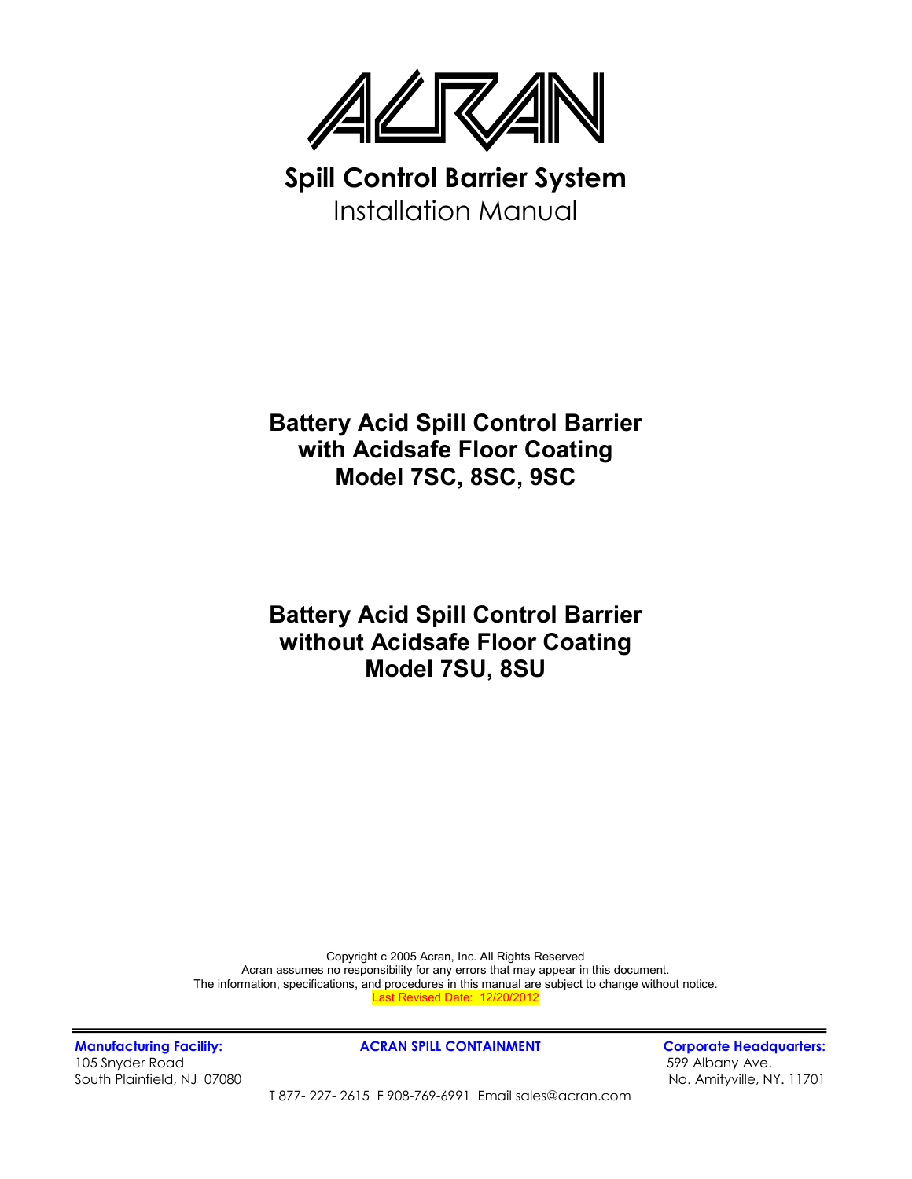# ACRAN

## Spill Control Barrier System

Installation Manual

**Battery Acid Spill Control Barrier**
**with Acidsafe Floor Coating**
**Model 7SC, 8SC, 9SC**

**Battery Acid Spill Control Barrier**
**without Acidsafe Floor Coating**
**Model 7SU, 8SU**

Copyright c 2005 Acran, Inc. All Rights Reserved
Acran assumes no responsibility for any errors that may appear in this document.
The information, specifications, and procedures in this manual are subject to change without notice.
Last Revised Date: 12/20/2012

**Manufacturing Facility:**
105 Snyder Road
South Plainfield, NJ 07080

**ACRAN SPILL CONTAINMENT**

**Corporate Headquarters:**
599 Albany Ave.
No. Amityville, NY. 11701

T 877- 227- 2615 F 908-769-6991 Email sales@acran.com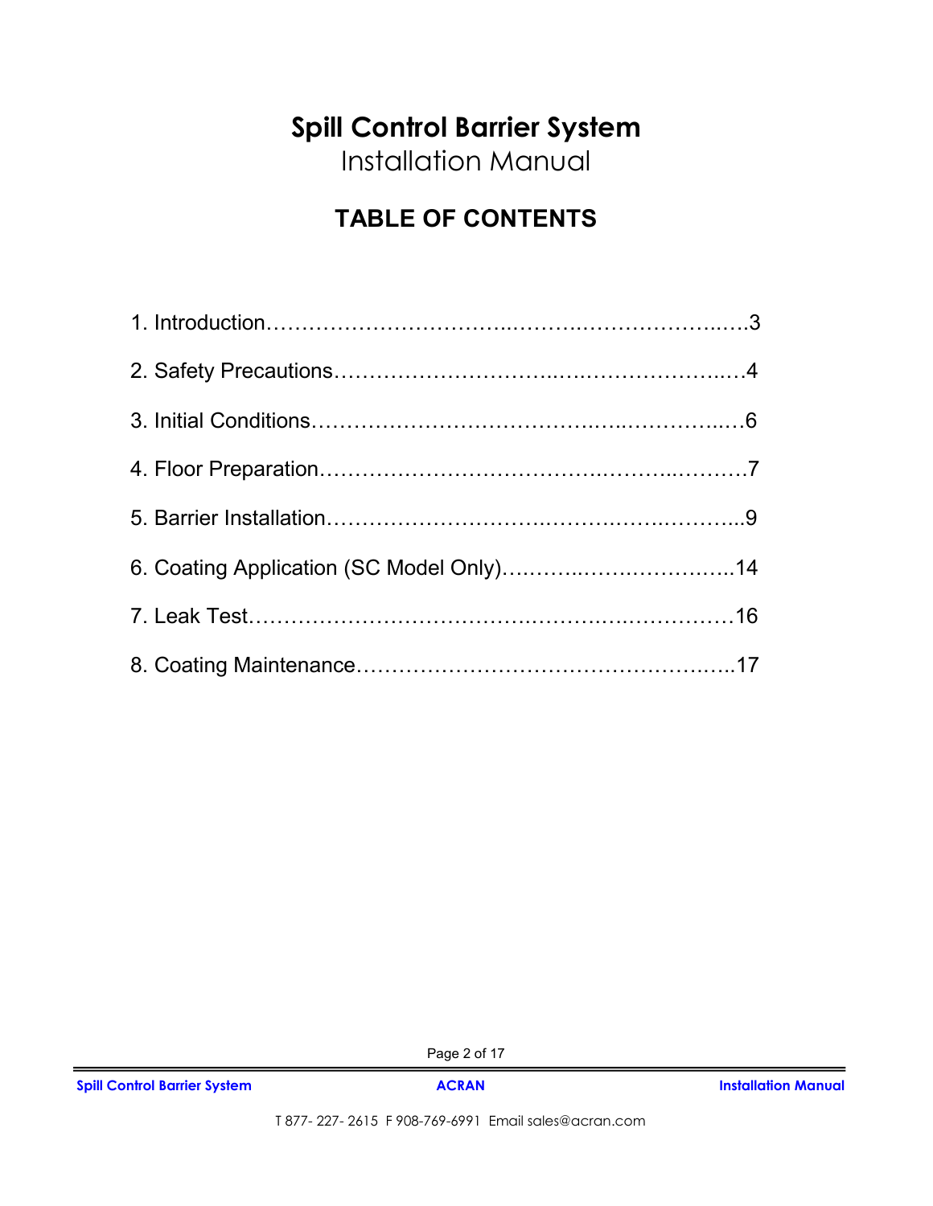# Spill Control Barrier System

Installation Manual

## TABLE OF CONTENTS

1. Introduction……………………………..…….……………….…..…3
2. Safety Precautions………………………..…..………………..…4
3. Initial Conditions…………………………….…..…………..…6
4. Floor Preparation……………………………….……..……….7
5. Barrier Installation…………………………….……….………...9
6. Coating Application (SC Model Only)….……..……….………..14
7. Leak Test……………………………………….…..……………16
8. Coating Maintenance……………………………………………..17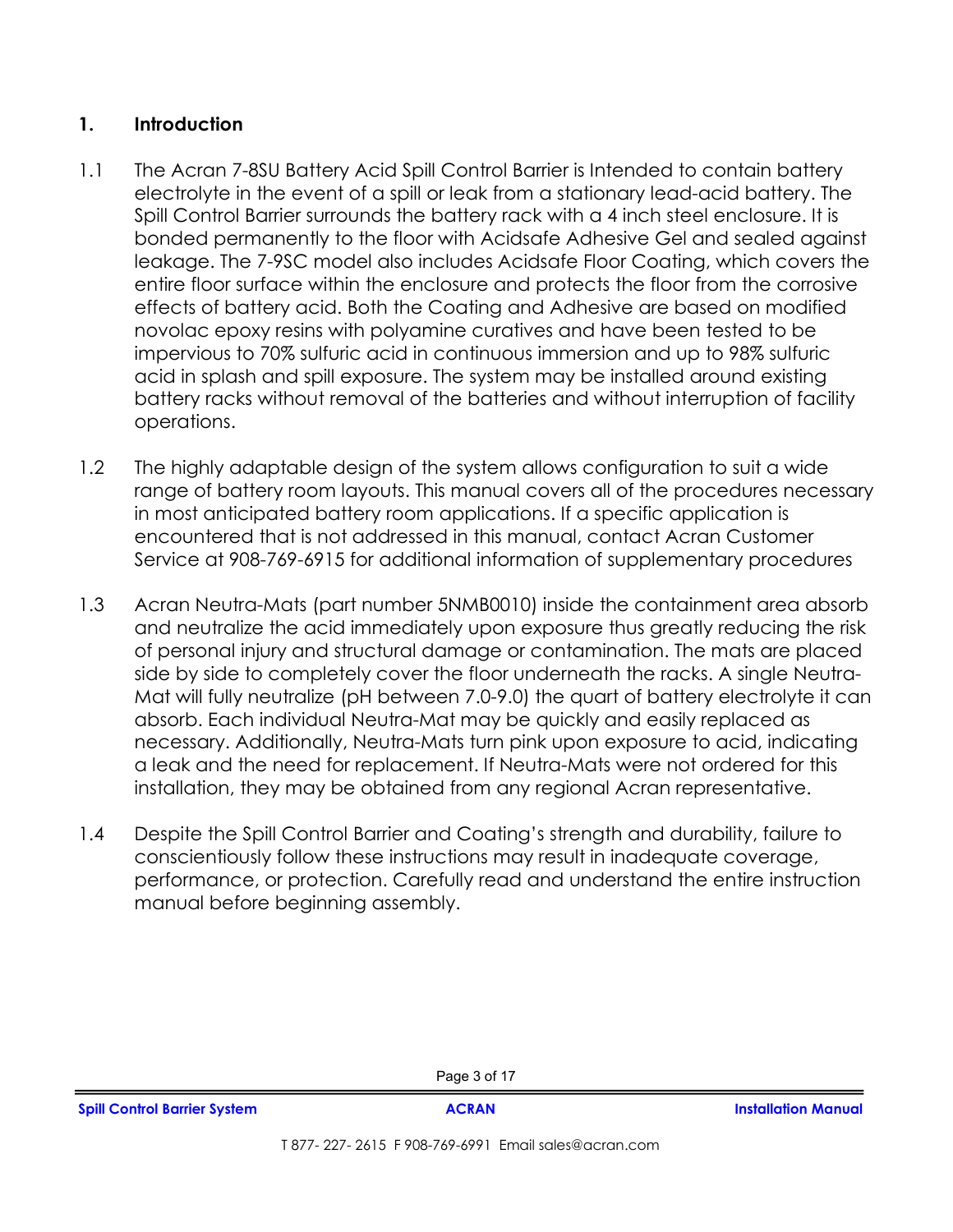## 1. Introduction

1.1 The Acran 7-8SU Battery Acid Spill Control Barrier is Intended to contain battery electrolyte in the event of a spill or leak from a stationary lead-acid battery. The Spill Control Barrier surrounds the battery rack with a 4 inch steel enclosure. It is bonded permanently to the floor with Acidsafe Adhesive Gel and sealed against leakage. The 7-9SC model also includes Acidsafe Floor Coating, which covers the entire floor surface within the enclosure and protects the floor from the corrosive effects of battery acid. Both the Coating and Adhesive are based on modified novolac epoxy resins with polyamine curatives and have been tested to be impervious to 70% sulfuric acid in continuous immersion and up to 98% sulfuric acid in splash and spill exposure. The system may be installed around existing battery racks without removal of the batteries and without interruption of facility operations.

1.2 The highly adaptable design of the system allows configuration to suit a wide range of battery room layouts. This manual covers all of the procedures necessary in most anticipated battery room applications. If a specific application is encountered that is not addressed in this manual, contact Acran Customer Service at 908-769-6915 for additional information of supplementary procedures

1.3 Acran Neutra-Mats (part number 5NMB0010) inside the containment area absorb and neutralize the acid immediately upon exposure thus greatly reducing the risk of personal injury and structural damage or contamination. The mats are placed side by side to completely cover the floor underneath the racks. A single Neutra-Mat will fully neutralize (pH between 7.0-9.0) the quart of battery electrolyte it can absorb. Each individual Neutra-Mat may be quickly and easily replaced as necessary. Additionally, Neutra-Mats turn pink upon exposure to acid, indicating a leak and the need for replacement. If Neutra-Mats were not ordered for this installation, they may be obtained from any regional Acran representative.

1.4 Despite the Spill Control Barrier and Coating's strength and durability, failure to conscientiously follow these instructions may result in inadequate coverage, performance, or protection. Carefully read and understand the entire instruction manual before beginning assembly.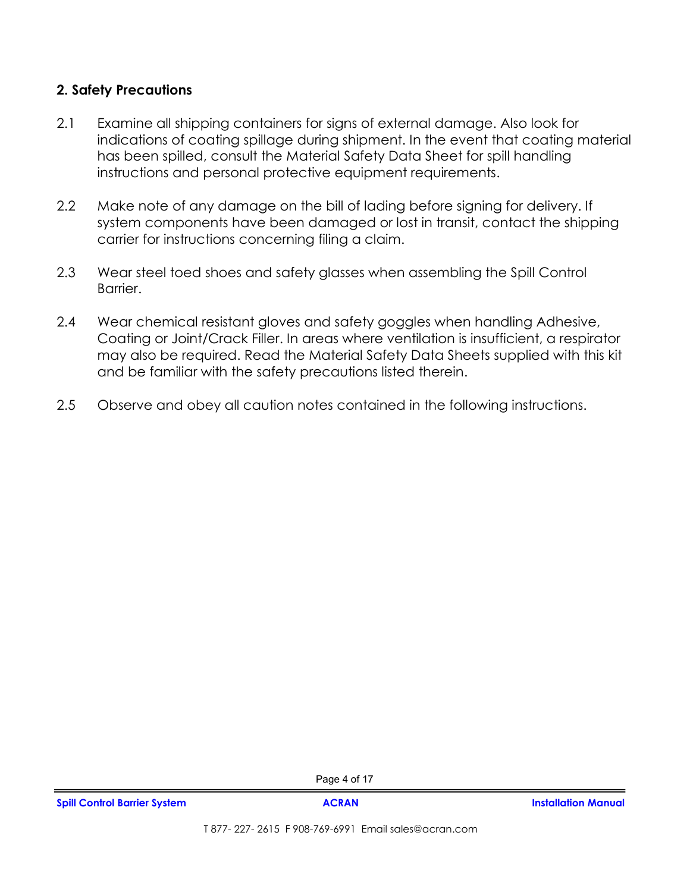## 2. Safety Precautions

2.1 Examine all shipping containers for signs of external damage. Also look for indications of coating spillage during shipment. In the event that coating material has been spilled, consult the Material Safety Data Sheet for spill handling instructions and personal protective equipment requirements.

2.2 Make note of any damage on the bill of lading before signing for delivery. If system components have been damaged or lost in transit, contact the shipping carrier for instructions concerning filing a claim.

2.3 Wear steel toed shoes and safety glasses when assembling the Spill Control Barrier.

2.4 Wear chemical resistant gloves and safety goggles when handling Adhesive, Coating or Joint/Crack Filler. In areas where ventilation is insufficient, a respirator may also be required. Read the Material Safety Data Sheets supplied with this kit and be familiar with the safety precautions listed therein.

2.5 Observe and obey all caution notes contained in the following instructions.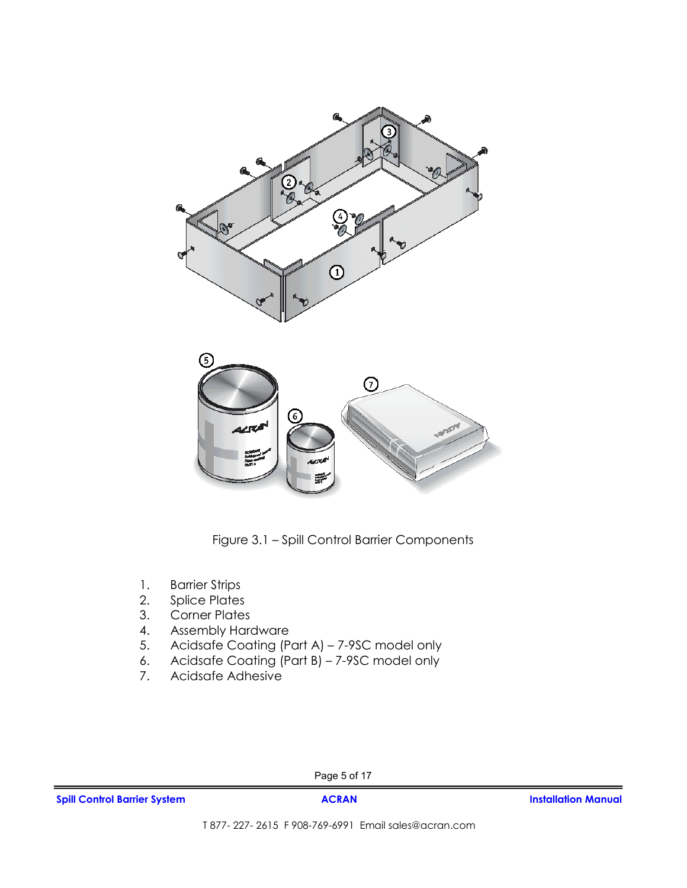Figure 3.1 – Spill Control Barrier Components

1. Barrier Strips
2. Splice Plates
3. Corner Plates
4. Assembly Hardware
5. Acidsafe Coating (Part A) – 7-9SC model only
6. Acidsafe Coating (Part B) – 7-9SC model only
7. Acidsafe Adhesive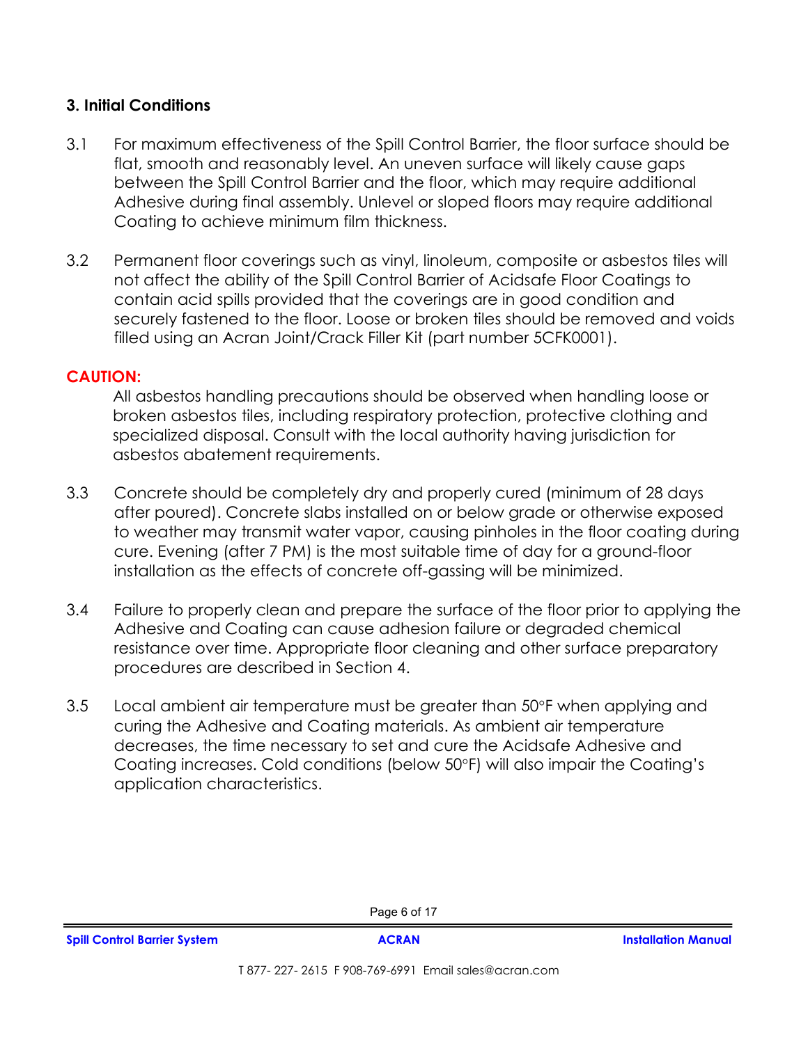### 3. Initial Conditions

3.1 For maximum effectiveness of the Spill Control Barrier, the floor surface should be flat, smooth and reasonably level. An uneven surface will likely cause gaps between the Spill Control Barrier and the floor, which may require additional Adhesive during final assembly. Unlevel or sloped floors may require additional Coating to achieve minimum film thickness.

3.2 Permanent floor coverings such as vinyl, linoleum, composite or asbestos tiles will not affect the ability of the Spill Control Barrier of Acidsafe Floor Coatings to contain acid spills provided that the coverings are in good condition and securely fastened to the floor. Loose or broken tiles should be removed and voids filled using an Acran Joint/Crack Filler Kit (part number 5CFK0001).

**CAUTION:**

All asbestos handling precautions should be observed when handling loose or broken asbestos tiles, including respiratory protection, protective clothing and specialized disposal. Consult with the local authority having jurisdiction for asbestos abatement requirements.

3.3 Concrete should be completely dry and properly cured (minimum of 28 days after poured). Concrete slabs installed on or below grade or otherwise exposed to weather may transmit water vapor, causing pinholes in the floor coating during cure. Evening (after 7 PM) is the most suitable time of day for a ground-floor installation as the effects of concrete off-gassing will be minimized.

3.4 Failure to properly clean and prepare the surface of the floor prior to applying the Adhesive and Coating can cause adhesion failure or degraded chemical resistance over time. Appropriate floor cleaning and other surface preparatory procedures are described in Section 4.

3.5 Local ambient air temperature must be greater than 50°F when applying and curing the Adhesive and Coating materials. As ambient air temperature decreases, the time necessary to set and cure the Acidsafe Adhesive and Coating increases. Cold conditions (below 50°F) will also impair the Coating's application characteristics.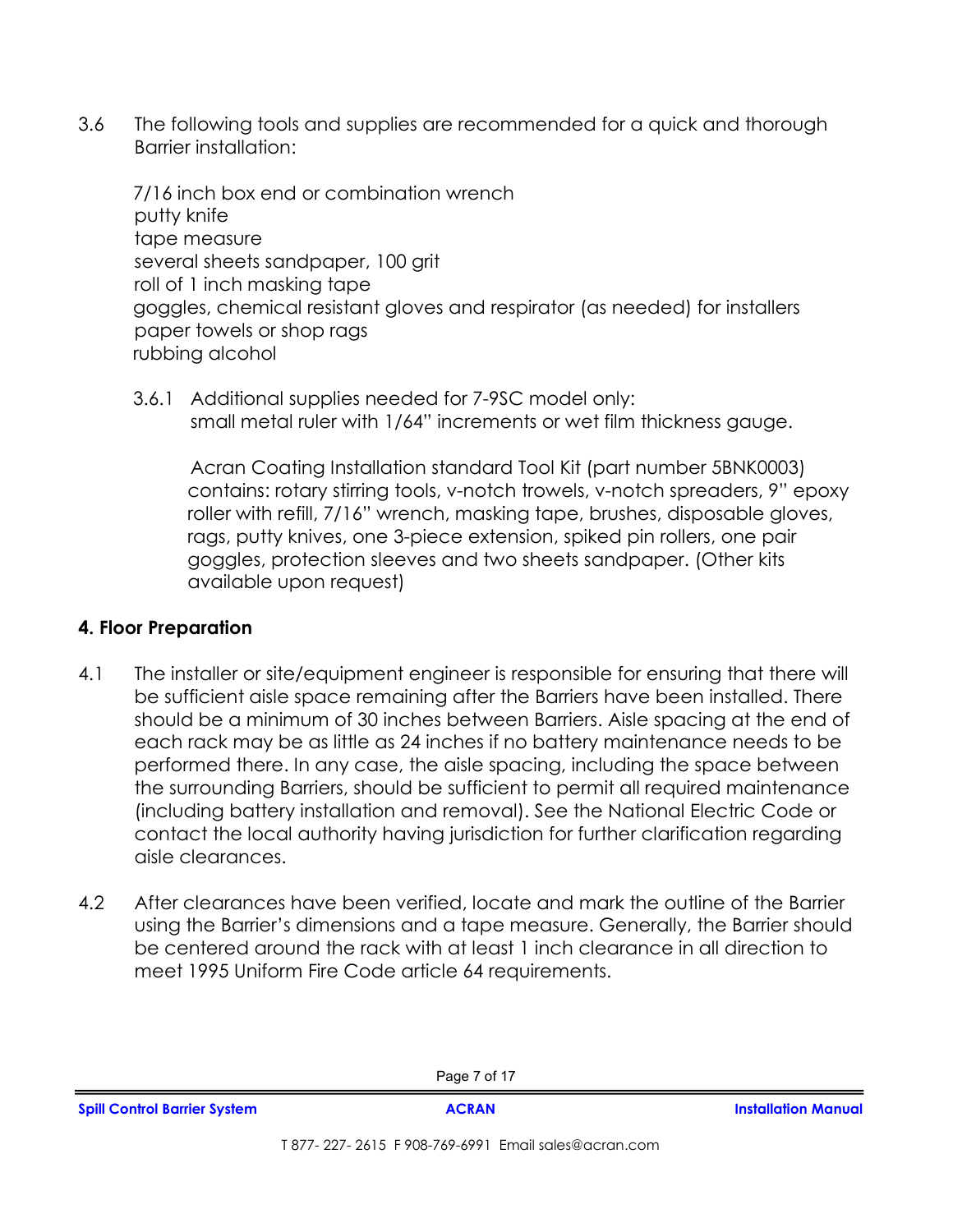3.6 The following tools and supplies are recommended for a quick and thorough Barrier installation:

7/16 inch box end or combination wrench
putty knife
tape measure
several sheets sandpaper, 100 grit
roll of 1 inch masking tape
goggles, chemical resistant gloves and respirator (as needed) for installers
paper towels or shop rags
rubbing alcohol

3.6.1 Additional supplies needed for 7-9SC model only:
small metal ruler with 1/64" increments or wet film thickness gauge.

Acran Coating Installation standard Tool Kit (part number 5BNK0003) contains: rotary stirring tools, v-notch trowels, v-notch spreaders, 9" epoxy roller with refill, 7/16" wrench, masking tape, brushes, disposable gloves, rags, putty knives, one 3-piece extension, spiked pin rollers, one pair goggles, protection sleeves and two sheets sandpaper. (Other kits available upon request)

## 4. Floor Preparation

4.1 The installer or site/equipment engineer is responsible for ensuring that there will be sufficient aisle space remaining after the Barriers have been installed. There should be a minimum of 30 inches between Barriers. Aisle spacing at the end of each rack may be as little as 24 inches if no battery maintenance needs to be performed there. In any case, the aisle spacing, including the space between the surrounding Barriers, should be sufficient to permit all required maintenance (including battery installation and removal). See the National Electric Code or contact the local authority having jurisdiction for further clarification regarding aisle clearances.

4.2 After clearances have been verified, locate and mark the outline of the Barrier using the Barrier's dimensions and a tape measure. Generally, the Barrier should be centered around the rack with at least 1 inch clearance in all direction to meet 1995 Uniform Fire Code article 64 requirements.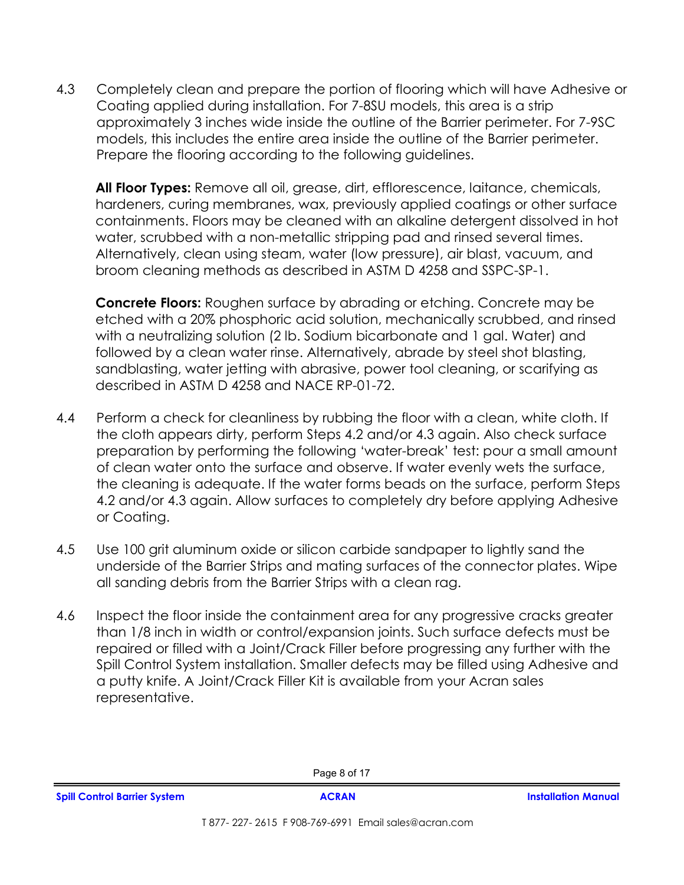4.3 Completely clean and prepare the portion of flooring which will have Adhesive or Coating applied during installation. For 7-8SU models, this area is a strip approximately 3 inches wide inside the outline of the Barrier perimeter. For 7-9SC models, this includes the entire area inside the outline of the Barrier perimeter. Prepare the flooring according to the following guidelines.

**All Floor Types:** Remove all oil, grease, dirt, efflorescence, laitance, chemicals, hardeners, curing membranes, wax, previously applied coatings or other surface containments. Floors may be cleaned with an alkaline detergent dissolved in hot water, scrubbed with a non-metallic stripping pad and rinsed several times. Alternatively, clean using steam, water (low pressure), air blast, vacuum, and broom cleaning methods as described in ASTM D 4258 and SSPC-SP-1.

**Concrete Floors:** Roughen surface by abrading or etching. Concrete may be etched with a 20% phosphoric acid solution, mechanically scrubbed, and rinsed with a neutralizing solution (2 lb. Sodium bicarbonate and 1 gal. Water) and followed by a clean water rinse. Alternatively, abrade by steel shot blasting, sandblasting, water jetting with abrasive, power tool cleaning, or scarifying as described in ASTM D 4258 and NACE RP-01-72.

4.4 Perform a check for cleanliness by rubbing the floor with a clean, white cloth. If the cloth appears dirty, perform Steps 4.2 and/or 4.3 again. Also check surface preparation by performing the following 'water-break' test: pour a small amount of clean water onto the surface and observe. If water evenly wets the surface, the cleaning is adequate. If the water forms beads on the surface, perform Steps 4.2 and/or 4.3 again. Allow surfaces to completely dry before applying Adhesive or Coating.

4.5 Use 100 grit aluminum oxide or silicon carbide sandpaper to lightly sand the underside of the Barrier Strips and mating surfaces of the connector plates. Wipe all sanding debris from the Barrier Strips with a clean rag.

4.6 Inspect the floor inside the containment area for any progressive cracks greater than 1/8 inch in width or control/expansion joints. Such surface defects must be repaired or filled with a Joint/Crack Filler before progressing any further with the Spill Control System installation. Smaller defects may be filled using Adhesive and a putty knife. A Joint/Crack Filler Kit is available from your Acran sales representative.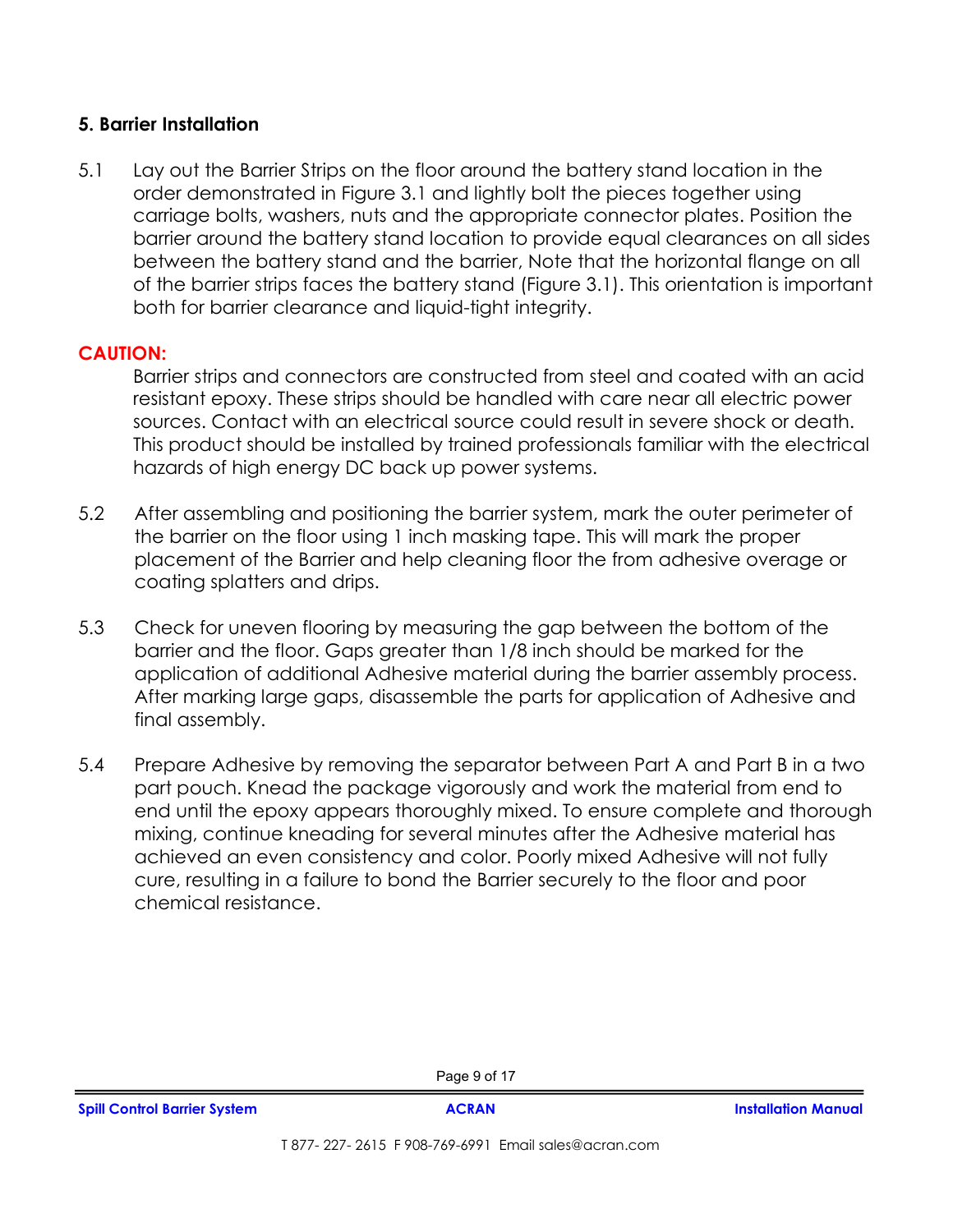## 5. Barrier Installation

5.1 Lay out the Barrier Strips on the floor around the battery stand location in the order demonstrated in Figure 3.1 and lightly bolt the pieces together using carriage bolts, washers, nuts and the appropriate connector plates. Position the barrier around the battery stand location to provide equal clearances on all sides between the battery stand and the barrier, Note that the horizontal flange on all of the barrier strips faces the battery stand (Figure 3.1). This orientation is important both for barrier clearance and liquid-tight integrity.

**CAUTION:**

Barrier strips and connectors are constructed from steel and coated with an acid resistant epoxy. These strips should be handled with care near all electric power sources. Contact with an electrical source could result in severe shock or death. This product should be installed by trained professionals familiar with the electrical hazards of high energy DC back up power systems.

5.2 After assembling and positioning the barrier system, mark the outer perimeter of the barrier on the floor using 1 inch masking tape. This will mark the proper placement of the Barrier and help cleaning floor the from adhesive overage or coating splatters and drips.

5.3 Check for uneven flooring by measuring the gap between the bottom of the barrier and the floor. Gaps greater than 1/8 inch should be marked for the application of additional Adhesive material during the barrier assembly process. After marking large gaps, disassemble the parts for application of Adhesive and final assembly.

5.4 Prepare Adhesive by removing the separator between Part A and Part B in a two part pouch. Knead the package vigorously and work the material from end to end until the epoxy appears thoroughly mixed. To ensure complete and thorough mixing, continue kneading for several minutes after the Adhesive material has achieved an even consistency and color. Poorly mixed Adhesive will not fully cure, resulting in a failure to bond the Barrier securely to the floor and poor chemical resistance.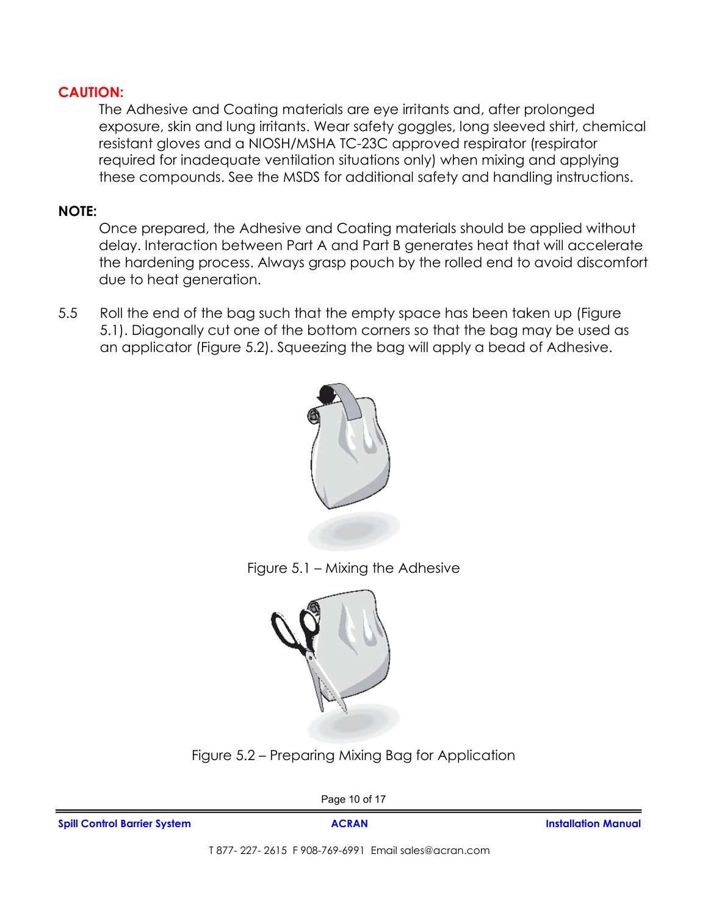**CAUTION:**

The Adhesive and Coating materials are eye irritants and, after prolonged exposure, skin and lung irritants. Wear safety goggles, long sleeved shirt, chemical resistant gloves and a NIOSH/MSHA TC-23C approved respirator (respirator required for inadequate ventilation situations only) when mixing and applying these compounds. See the MSDS for additional safety and handling instructions.

**NOTE:**

Once prepared, the Adhesive and Coating materials should be applied without delay. Interaction between Part A and Part B generates heat that will accelerate the hardening process. Always grasp pouch by the rolled end to avoid discomfort due to heat generation.

5.5 Roll the end of the bag such that the empty space has been taken up (Figure 5.1). Diagonally cut one of the bottom corners so that the bag may be used as an applicator (Figure 5.2). Squeezing the bag will apply a bead of Adhesive.

Figure 5.1 – Mixing the Adhesive

Figure 5.2 – Preparing Mixing Bag for Application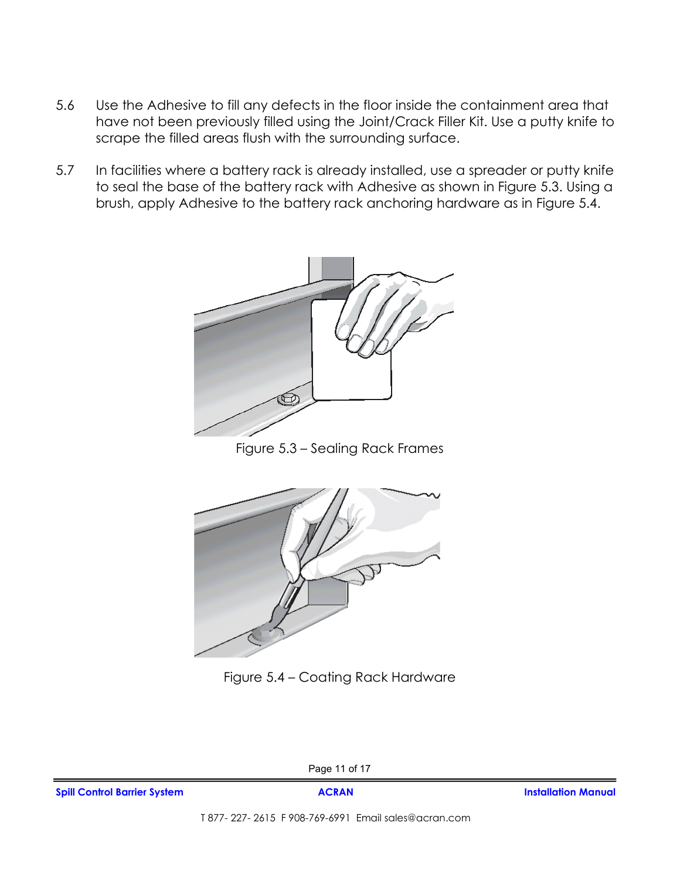5.6 Use the Adhesive to fill any defects in the floor inside the containment area that have not been previously filled using the Joint/Crack Filler Kit. Use a putty knife to scrape the filled areas flush with the surrounding surface.

5.7 In facilities where a battery rack is already installed, use a spreader or putty knife to seal the base of the battery rack with Adhesive as shown in Figure 5.3. Using a brush, apply Adhesive to the battery rack anchoring hardware as in Figure 5.4.

Figure 5.3 – Sealing Rack Frames

Figure 5.4 – Coating Rack Hardware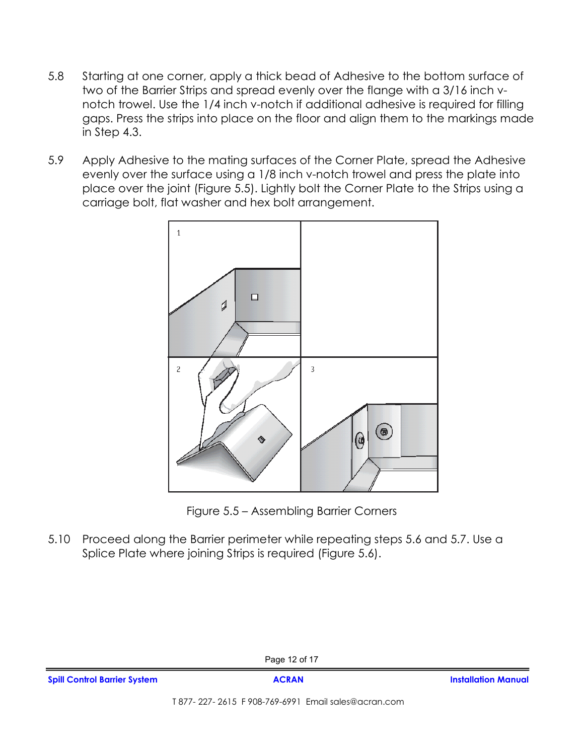5.8 Starting at one corner, apply a thick bead of Adhesive to the bottom surface of two of the Barrier Strips and spread evenly over the flange with a 3/16 inch v-notch trowel. Use the 1/4 inch v-notch if additional adhesive is required for filling gaps. Press the strips into place on the floor and align them to the markings made in Step 4.3.

5.9 Apply Adhesive to the mating surfaces of the Corner Plate, spread the Adhesive evenly over the surface using a 1/8 inch v-notch trowel and press the plate into place over the joint (Figure 5.5). Lightly bolt the Corner Plate to the Strips using a carriage bolt, flat washer and hex bolt arrangement.

Figure 5.5 – Assembling Barrier Corners

5.10 Proceed along the Barrier perimeter while repeating steps 5.6 and 5.7. Use a Splice Plate where joining Strips is required (Figure 5.6).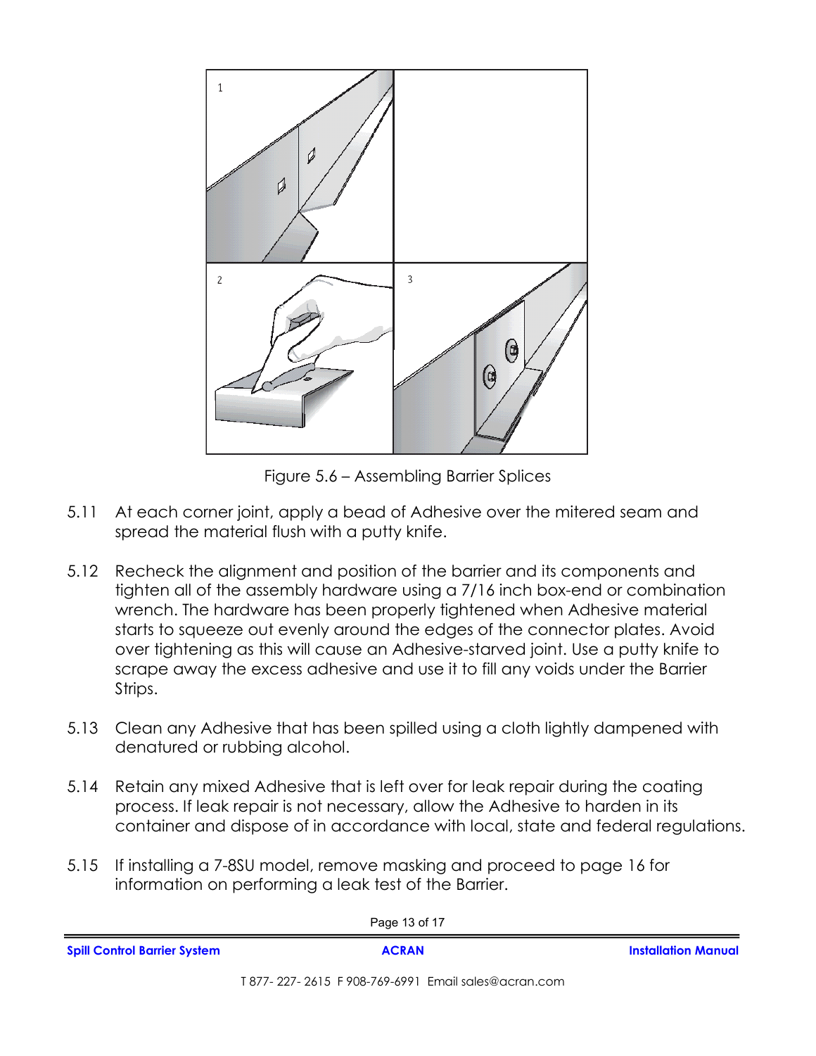Figure 5.6 – Assembling Barrier Splices

5.11 At each corner joint, apply a bead of Adhesive over the mitered seam and spread the material flush with a putty knife.

5.12 Recheck the alignment and position of the barrier and its components and tighten all of the assembly hardware using a 7/16 inch box-end or combination wrench. The hardware has been properly tightened when Adhesive material starts to squeeze out evenly around the edges of the connector plates. Avoid over tightening as this will cause an Adhesive-starved joint. Use a putty knife to scrape away the excess adhesive and use it to fill any voids under the Barrier Strips.

5.13 Clean any Adhesive that has been spilled using a cloth lightly dampened with denatured or rubbing alcohol.

5.14 Retain any mixed Adhesive that is left over for leak repair during the coating process. If leak repair is not necessary, allow the Adhesive to harden in its container and dispose of in accordance with local, state and federal regulations.

5.15 If installing a 7-8SU model, remove masking and proceed to page 16 for information on performing a leak test of the Barrier.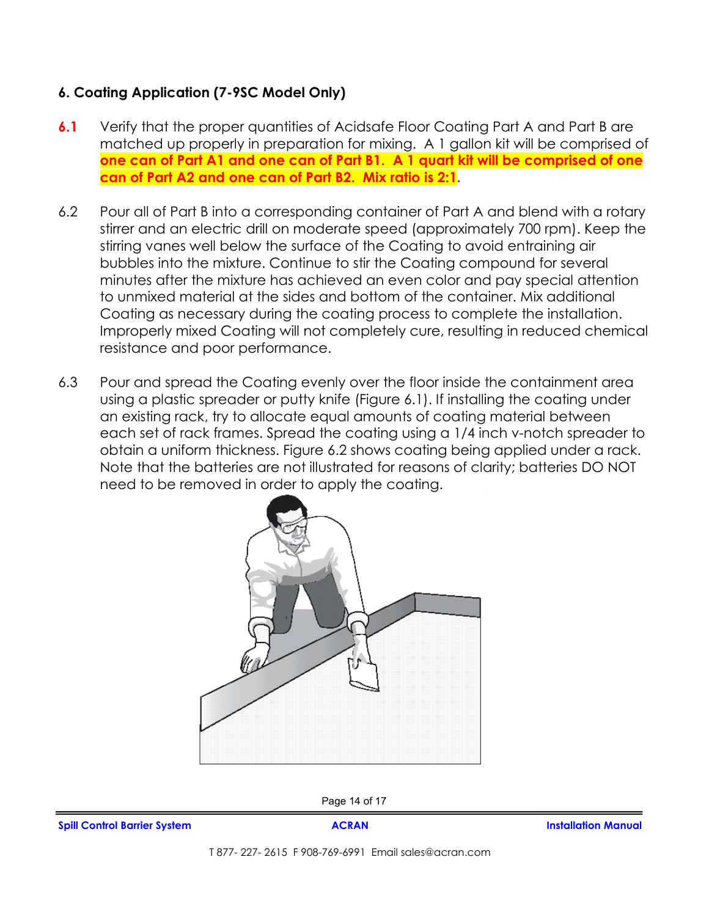## 6. Coating Application (7-9SC Model Only)

**6.1** Verify that the proper quantities of Acidsafe Floor Coating Part A and Part B are matched up properly in preparation for mixing. A 1 gallon kit will be comprised of **one can of Part A1 and one can of Part B1. A 1 quart kit will be comprised of one can of Part A2 and one can of Part B2. Mix ratio is 2:1**.

6.2 Pour all of Part B into a corresponding container of Part A and blend with a rotary stirrer and an electric drill on moderate speed (approximately 700 rpm). Keep the stirring vanes well below the surface of the Coating to avoid entraining air bubbles into the mixture. Continue to stir the Coating compound for several minutes after the mixture has achieved an even color and pay special attention to unmixed material at the sides and bottom of the container. Mix additional Coating as necessary during the coating process to complete the installation. Improperly mixed Coating will not completely cure, resulting in reduced chemical resistance and poor performance.

6.3 Pour and spread the Coating evenly over the floor inside the containment area using a plastic spreader or putty knife (Figure 6.1). If installing the coating under an existing rack, try to allocate equal amounts of coating material between each set of rack frames. Spread the coating using a 1/4 inch v-notch spreader to obtain a uniform thickness. Figure 6.2 shows coating being applied under a rack. Note that the batteries are not illustrated for reasons of clarity; batteries DO NOT need to be removed in order to apply the coating.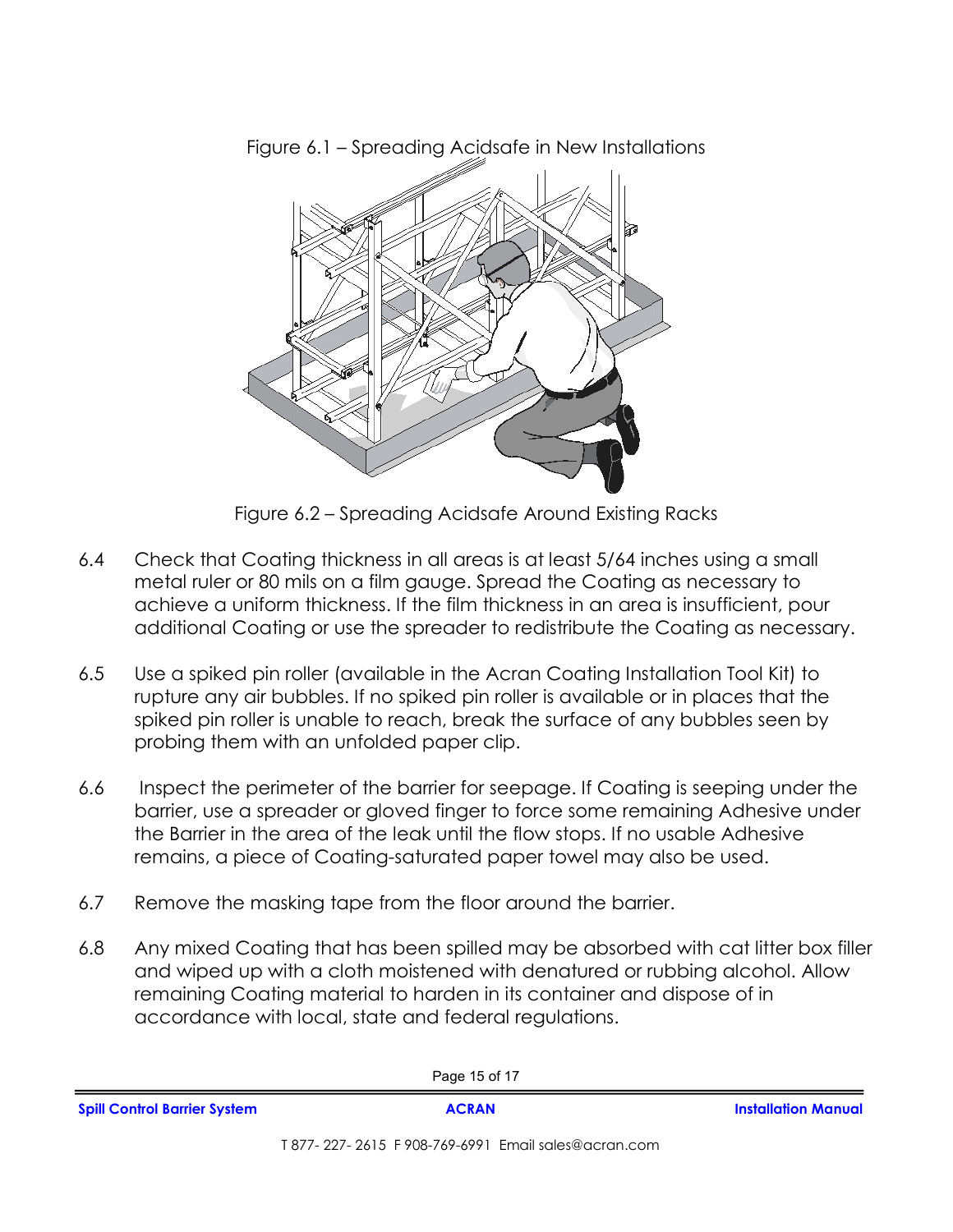Figure 6.1 – Spreading Acidsafe in New Installations

Figure 6.2 – Spreading Acidsafe Around Existing Racks

6.4 Check that Coating thickness in all areas is at least 5/64 inches using a small metal ruler or 80 mils on a film gauge. Spread the Coating as necessary to achieve a uniform thickness. If the film thickness in an area is insufficient, pour additional Coating or use the spreader to redistribute the Coating as necessary.

6.5 Use a spiked pin roller (available in the Acran Coating Installation Tool Kit) to rupture any air bubbles. If no spiked pin roller is available or in places that the spiked pin roller is unable to reach, break the surface of any bubbles seen by probing them with an unfolded paper clip.

6.6 Inspect the perimeter of the barrier for seepage. If Coating is seeping under the barrier, use a spreader or gloved finger to force some remaining Adhesive under the Barrier in the area of the leak until the flow stops. If no usable Adhesive remains, a piece of Coating-saturated paper towel may also be used.

6.7 Remove the masking tape from the floor around the barrier.

6.8 Any mixed Coating that has been spilled may be absorbed with cat litter box filler and wiped up with a cloth moistened with denatured or rubbing alcohol. Allow remaining Coating material to harden in its container and dispose of in accordance with local, state and federal regulations.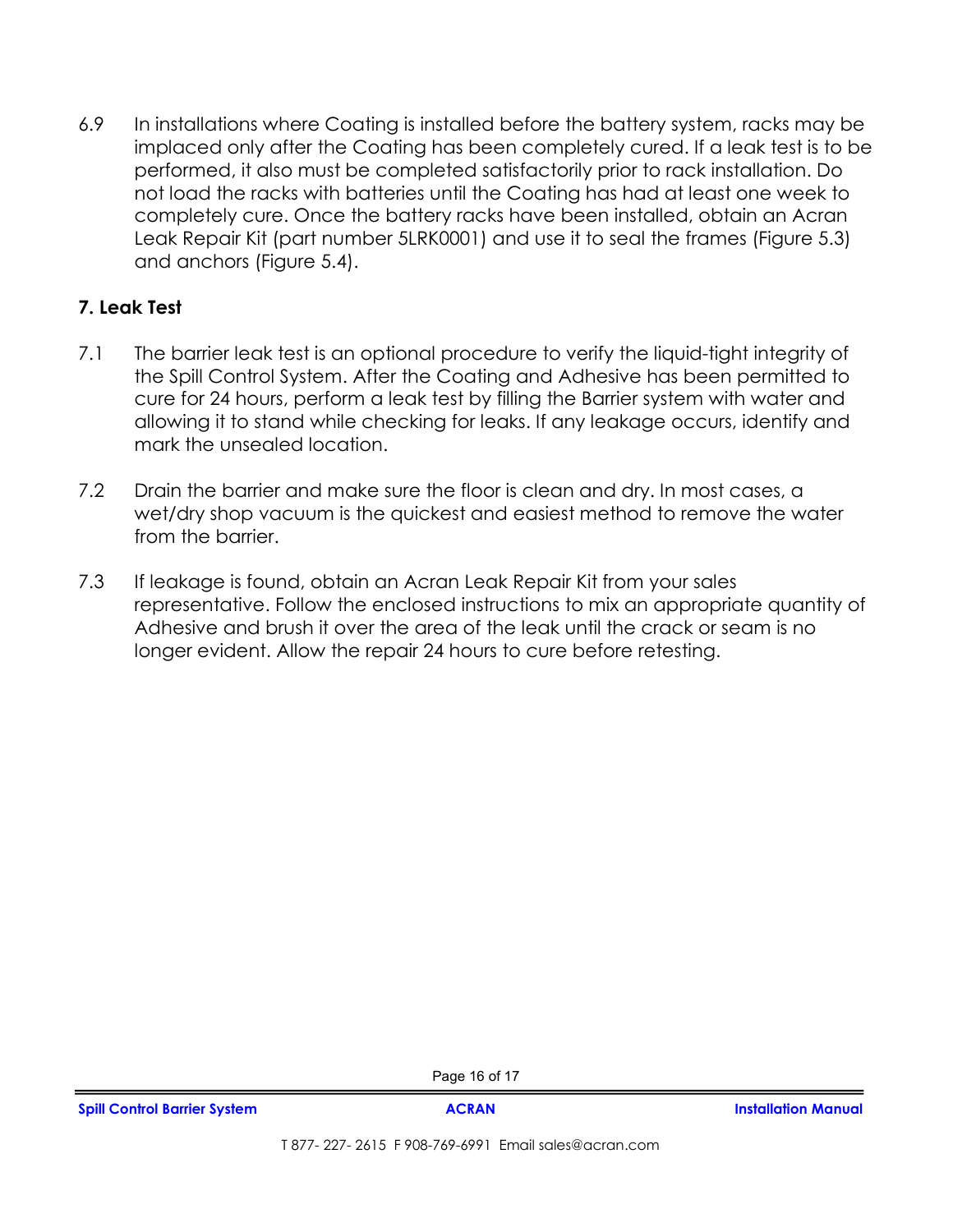6.9 In installations where Coating is installed before the battery system, racks may be implaced only after the Coating has been completely cured. If a leak test is to be performed, it also must be completed satisfactorily prior to rack installation. Do not load the racks with batteries until the Coating has had at least one week to completely cure. Once the battery racks have been installed, obtain an Acran Leak Repair Kit (part number 5LRK0001) and use it to seal the frames (Figure 5.3) and anchors (Figure 5.4).

## 7. Leak Test

7.1 The barrier leak test is an optional procedure to verify the liquid-tight integrity of the Spill Control System. After the Coating and Adhesive has been permitted to cure for 24 hours, perform a leak test by filling the Barrier system with water and allowing it to stand while checking for leaks. If any leakage occurs, identify and mark the unsealed location.

7.2 Drain the barrier and make sure the floor is clean and dry. In most cases, a wet/dry shop vacuum is the quickest and easiest method to remove the water from the barrier.

7.3 If leakage is found, obtain an Acran Leak Repair Kit from your sales representative. Follow the enclosed instructions to mix an appropriate quantity of Adhesive and brush it over the area of the leak until the crack or seam is no longer evident. Allow the repair 24 hours to cure before retesting.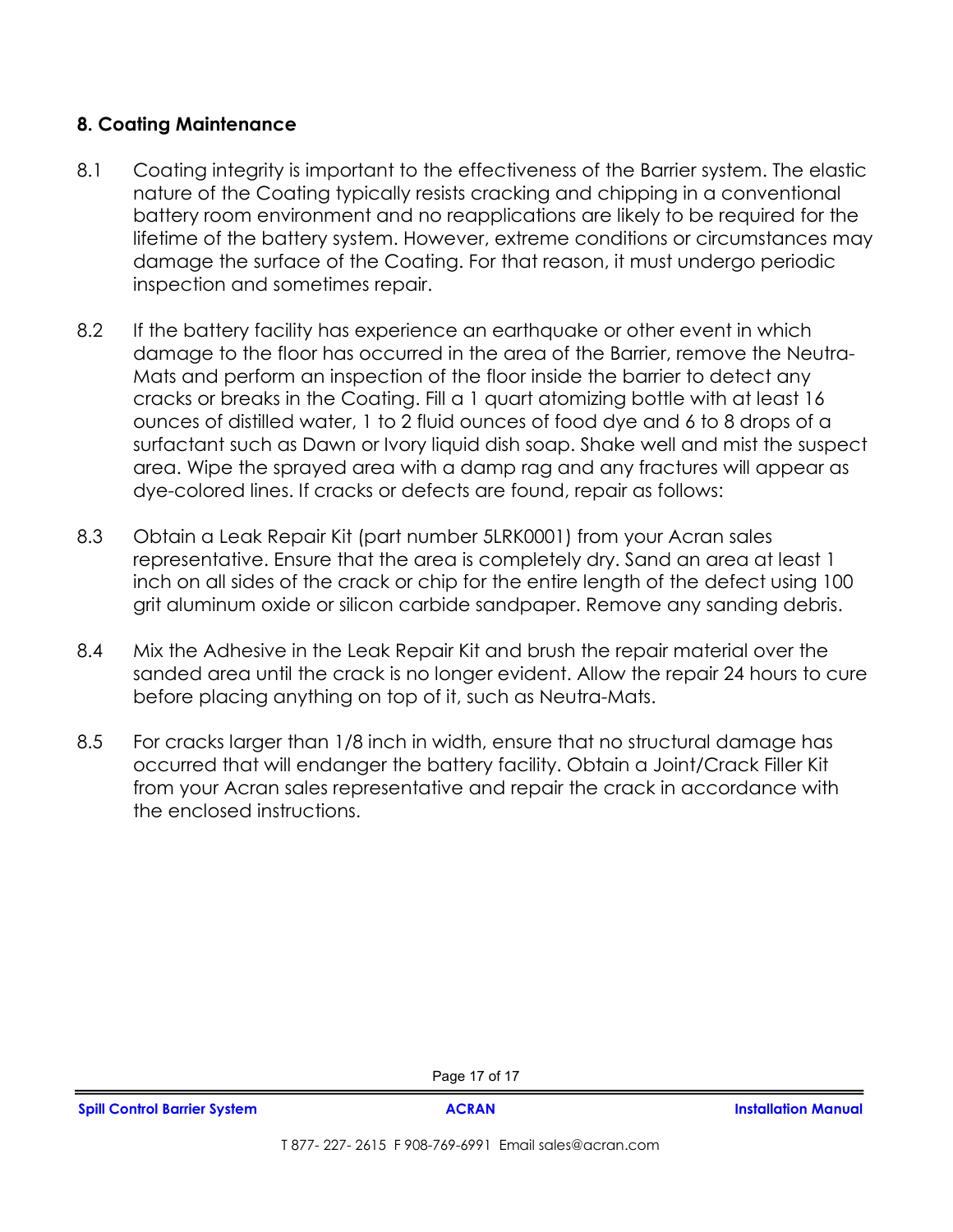## 8. Coating Maintenance

8.1 Coating integrity is important to the effectiveness of the Barrier system. The elastic nature of the Coating typically resists cracking and chipping in a conventional battery room environment and no reapplications are likely to be required for the lifetime of the battery system. However, extreme conditions or circumstances may damage the surface of the Coating. For that reason, it must undergo periodic inspection and sometimes repair.

8.2 If the battery facility has experience an earthquake or other event in which damage to the floor has occurred in the area of the Barrier, remove the Neutra-Mats and perform an inspection of the floor inside the barrier to detect any cracks or breaks in the Coating. Fill a 1 quart atomizing bottle with at least 16 ounces of distilled water, 1 to 2 fluid ounces of food dye and 6 to 8 drops of a surfactant such as Dawn or Ivory liquid dish soap. Shake well and mist the suspect area. Wipe the sprayed area with a damp rag and any fractures will appear as dye-colored lines. If cracks or defects are found, repair as follows:

8.3 Obtain a Leak Repair Kit (part number 5LRK0001) from your Acran sales representative. Ensure that the area is completely dry. Sand an area at least 1 inch on all sides of the crack or chip for the entire length of the defect using 100 grit aluminum oxide or silicon carbide sandpaper. Remove any sanding debris.

8.4 Mix the Adhesive in the Leak Repair Kit and brush the repair material over the sanded area until the crack is no longer evident. Allow the repair 24 hours to cure before placing anything on top of it, such as Neutra-Mats.

8.5 For cracks larger than 1/8 inch in width, ensure that no structural damage has occurred that will endanger the battery facility. Obtain a Joint/Crack Filler Kit from your Acran sales representative and repair the crack in accordance with the enclosed instructions.